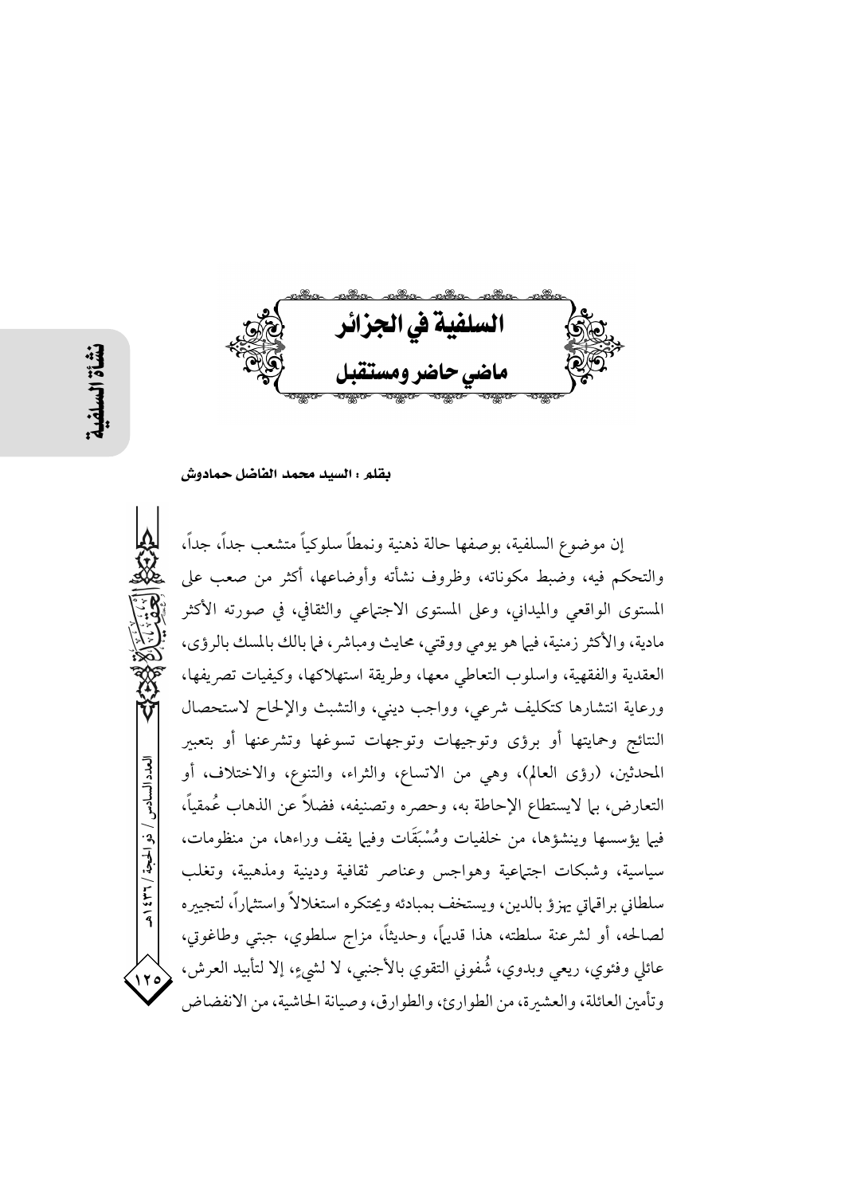# السلفية في الجزائر
## ماضي حاضر ومستقبل

**بقلم : السيد محمد الفاضل حمادوش**

إن موضوع السلفية، بوصفها حالة ذهنية ونمطاً سلوكياً متشعب جداً، جداً، والتحكم فيه، وضبط مكوناته، وظروف نشأته وأوضاعها، أكثر من صعب على المستوى الواقعي والميداني، وعلى المستوى الاجتماعي والثقافي، في صورته الأكثر مادية، والأكثر زمنية، فيما هو يومي ووقتي، محايث ومباشر، فما بالك بالمسك بالرؤى، العقدية والفقهية، واسلوب التعاطي معها، وطريقة استهلاكها، وكيفيات تصريفها، ورعاية انتشارها كتكليف شرعي، وواجب ديني، والتشبث والإلحاح لاستحصال النتائج وحمايتها أو برؤى وتوجيهات وتوجهات تسوغها وتشرعنها أو بتعبير المحدثين، (رؤى العالم)، وهي من الاتساع، والثراء، والتنوع، والاختلاف، أو التعارض، بما لايستطاع الإحاطة به، وحصره وتصنيفه، فضلاً عن الذهاب عُمقياً، فيما يؤسسها وينشؤها، من خلفيات ومُسْبَقَات وفيما يقف وراءها، من منظومات، سياسية، وشبكات اجتماعية وهواجس وعناصر ثقافية ودينية ومذهبية، وتغلب سلطاني براقماتي يهزؤ بالدين، ويستخف بمبادئه ويحتكره استغلالاً واستثماراً، لتجييره لصالحه، أو لشرعنة سلطته، هذا قديماً، وحديثاً، مزاج سلطوي، جبتي وطاغوتي، عائلي وفئوي، ريعي وبدوي، شُفوني التقوي بالأجنبي، لا لشيءٍ، إلا لتأبيد العرش، وتأمين العائلة، والعشيرة، من الطوارئ، والطوارق، وصيانة الحاشية، من الانفضاض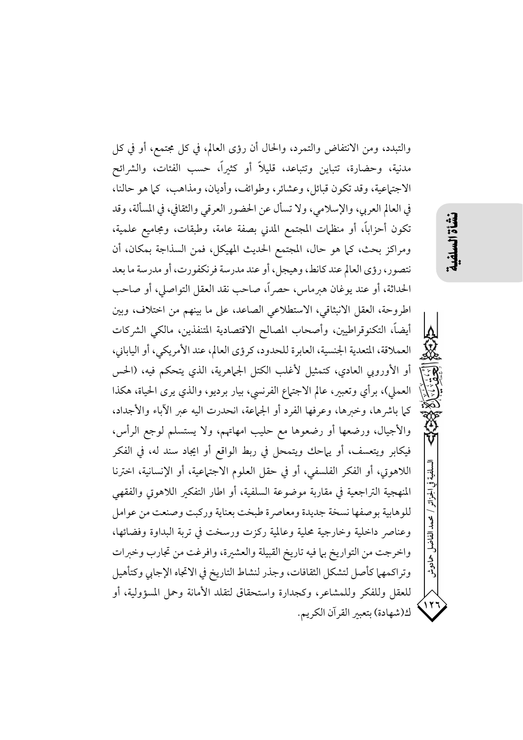والتبدد، ومن الانتفاض والتمرد، والحال أن رؤى العالم، في كل مجتمع، أو في كل مدنية، وحضارة، تتباين وتتباعد، قليلاً أو كثيراً، حسب الفئات، والشرائح الاجتماعية، وقد تكون قبائل، وعشائر، وطوائف، وأديان، ومذاهب، كما هو حالنا، في العالم العربي، والإسلامي، ولا تسأل عن الحضور العرقي والثقافي، في المسألة، وقد تكون أحزاباً، أو منظمات المجتمع المدني بصفة عامة، وطبقات، ومجاميع علمية، ومراكز بحث، كما هو حال، المجتمع الحديث المهيكل، فمن السذاجة بمكان، أن نتصور، رؤى العالم عند كانط، وهيجل، أو عند مدرسة فرنكفورت، أو مدرسة ما بعد الحداثة، أو عند يوغان هبرماس، حصراً، صاحب نقد العقل التواصلي، أو صاحب اطروحة، العقل الانبثاقي، الاستطلاعي الصاعد، على ما بينهم من اختلاف، وبين أيضاً، التكنوقراطيين، وأصحاب المصالح الاقتصادية المتنفذين، مالكي الشركات العملاقة، المتعدية الجنسية، العابرة للحدود، كرؤى العالم، عند الأمريكي، أو الياباني، أو الأوروبي العادي، كتمثيل لأغلب الكتل الجماهرية، الذي يتحكم فيه، (الحس العملي)، برأي وتعبير، عالم الاجتماع الفرنسي، بيار برديو، والذي يرى الحياة، هكذا كما باشرها، وخبرها، وعرفها الفرد أو الجماعة، انحدرت اليه عبر الآباء والأجداد، والأجيال، ورضعها أو رضعوها مع حليب امهاتهم، ولا يستسلم لوجع الرأس، فيكابر ويتعسف، أو يماحك ويتمحل في ربط الواقع أو ايجاد سند له، في الفكر اللاهوتي، أو الفكر الفلسفي، أو في حقل العلوم الاجتماعية، أو الإنسانية، اخترنا المنهجية التراجعية في مقاربة موضوعة السلفية، أو اطار التفكير اللاهوتي والفقهي للوهابية بوصفها نسخة جديدة ومعاصرة طبخت بعناية وركبت وصنعت من عوامل وعناصر داخلية وخارجية محلية وعالمية ركزت ورسخت في تربة البداوة وفضائها، واخرجت من التواريخ بما فيه تاريخ القبيلة والعشيرة، وافرغت من تجارب وخبرات وتراكمها كأصل لتشكل الثقافات، وجذر لنشاط التاريخ في الاتجاه الإجابي وكتأهيل للعقل وللفكر وللمشاعر، وكجدارة واستحقاق لتقلد الأمانة وحمل المسؤولية، أو ك(شهادة) بتعبير القرآن الكريم.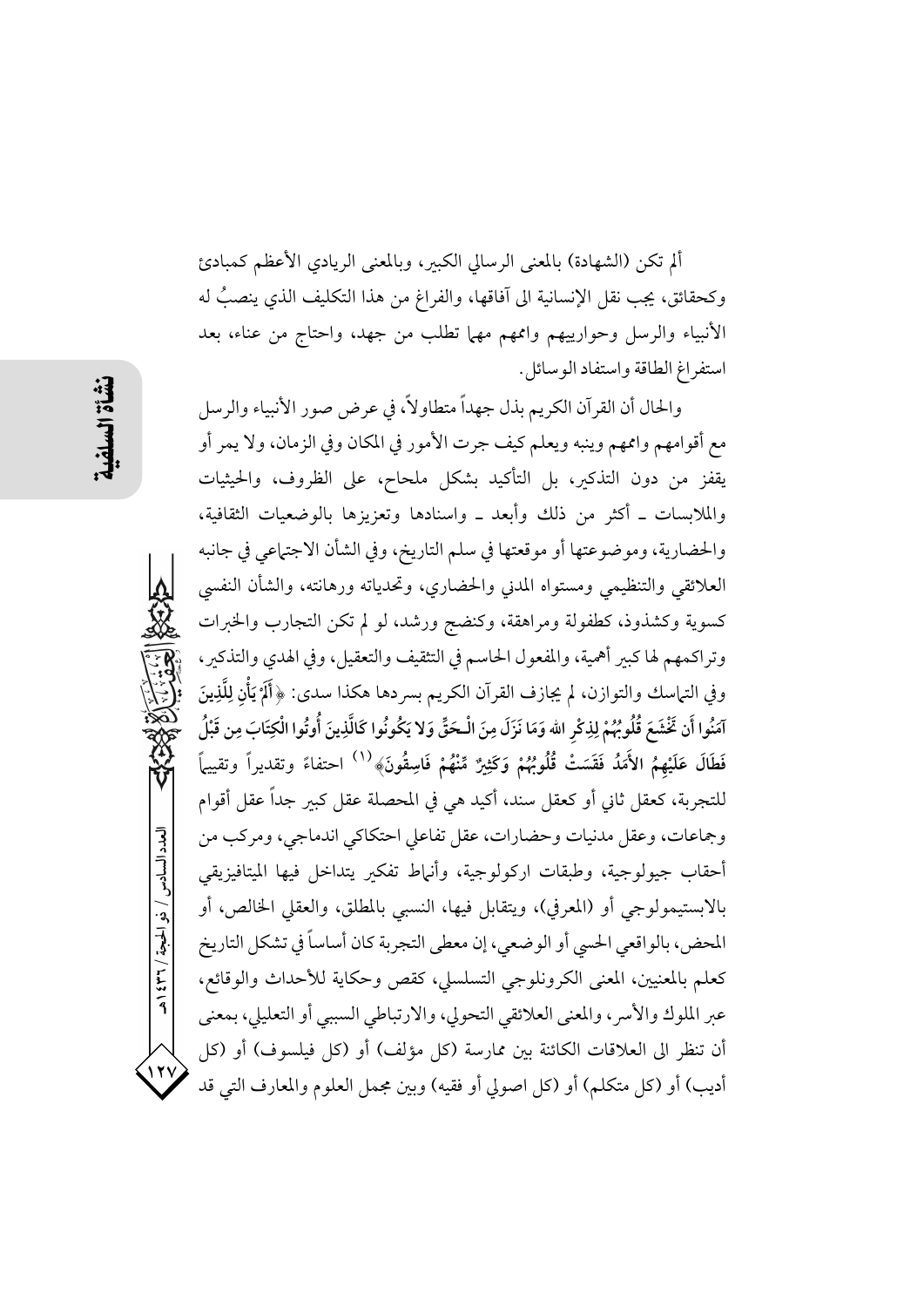ألم تكن (الشهادة) بالمعنى الرسالي الكبير، وبالمعنى الريادي الأعظم كمبادئ وكحقائق، يجب نقل الإنسانية الى آفاقها، والفراغ من هذا التكليف الذي ينصبُ له الأنبياء والرسل وحوارييهم واممهم مهما تطلب من جهد، واحتاج من عناء، بعد استفراغ الطاقة واستفاد الوسائل.

والحال أن القرآن الكريم بذل جهداً متطاولاً، في عرض صور الأنبياء والرسل مع أقوامهم واممهم وينبه ويعلم كيف جرت الأمور في المكان وفي الزمان، ولا يمر أو يقفز من دون التذكير، بل التأكيد بشكل ملحاح، على الظروف، والحيثيات والملابسات ـ أكثر من ذلك وأبعد ـ واسنادها وتعزيزها بالوضعيات الثقافية، والحضارية، وموضوعتها أو موقعتها في سلم التاريخ، وفي الشأن الاجتماعي في جانبه العلائقي والتنظيمي ومستواه المدني والحضاري، وتحدياته ورهانته، والشأن النفسي كسوية وكشذوذ، كطفولة ومراهقة، وكنضج ورشد، لو لم تكن التجارب والخبرات وتراكمهم لها كبير أهمية، والمفعول الحاسم في التثقيف والتعقيل، وفي الهدي والتذكير، وفي التماسك والتوازن، لم يجازف القرآن الكريم بسردها هكذا سدى: ﴿أَلَمْ يَأْنِ لِلَّذِينَ آمَنُوا أَن تَخْشَعَ قُلُوبُهُمْ لِذِكْرِ الله وَمَا نَزَلَ مِنَ الْـحَقِّ وَلا يَكُونُوا كَالَّذِينَ أُوتُوا الْكِتَابَ مِن قَبْلُ فَطَالَ عَلَيْهِمُ الأَمَدُ فَقَسَتْ قُلُوبُهُمْ وَكَثِيرٌ مِّنْهُمْ فَاسِقُونَ﴾[1] احتفاءً وتقديراً وتقييماً للتجربة، كعقل ثاني أو كعقل سند، أكيد هي في المحصلة عقل كبير جداً عقل أقوام وجماعات، وعقل مدنيات وحضارات، عقل تفاعلي احتكاكي اندماجي، ومركب من أحقاب جيولوجية، وطبقات اركولوجية، وأنماط تفكير يتداخل فيها الميتافيزيقي بالابستيمولوجي أو (المعرفي)، ويتقابل فيها، النسبي بالمطلق، والعقلي الخالص، أو المحض، بالواقعي الحسي أو الوضعي، إن معطى التجربة كان أساساً في تشكل التاريخ كعلم بالمعنيين، المعنى الكرونولوجي التسلسلي، كقصص وحكاية للأحداث والوقائع، عبر الملوك والأسر، والمعنى العلائقي التحولي، والارتباطي السببي أو التعليلي، بمعنى أن تنظر الى العلاقات الكائنة بين ممارسة (كل مؤلف) أو (كل فيلسوف) أو (كل أديب) أو (كل متكلم) أو (كل اصولي أو فقيه) وبين مجمل العلوم والمعارف التي قد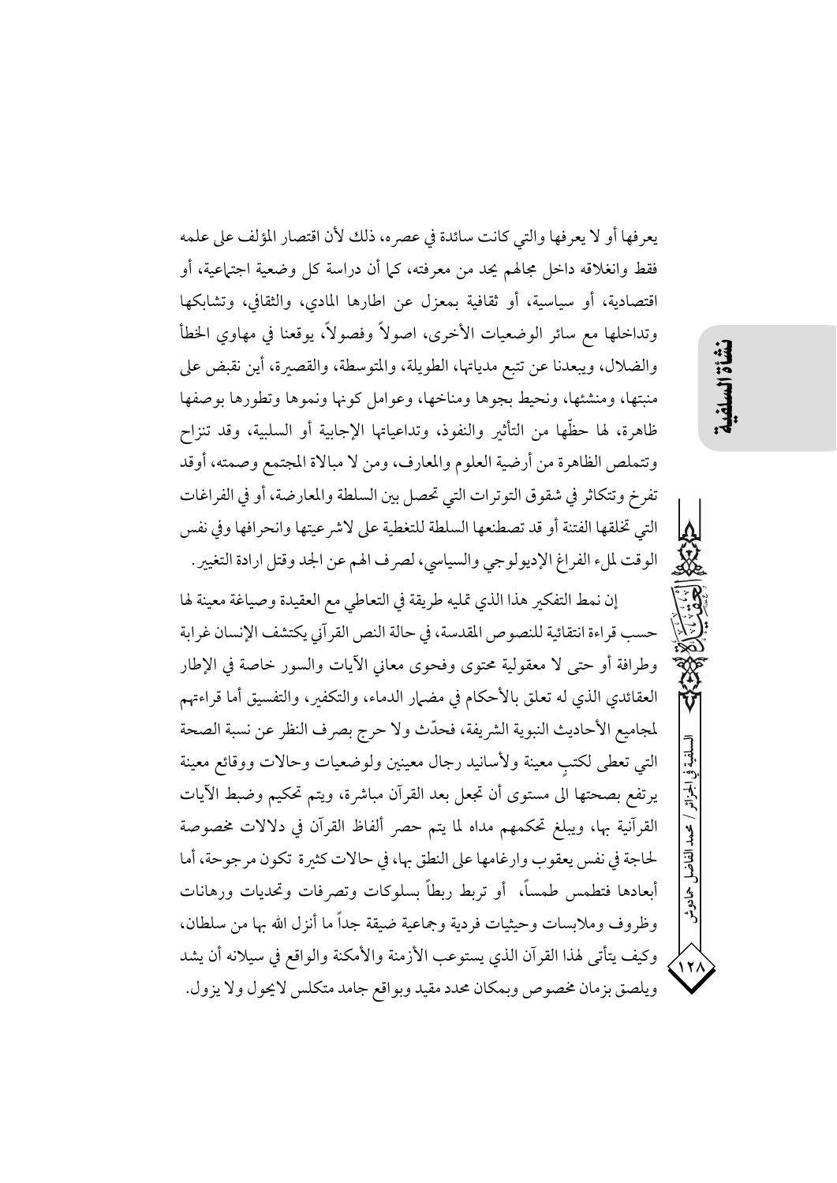يعرفها أو لا يعرفها والتي كانت سائدة في عصره، ذلك لأن اقتصار المؤلف على علمه فقط وانغلاقه داخل مجالهم يحد من معرفته، كما أن دراسة كل وضعية اجتماعية، أو اقتصادية، أو سياسية، أو ثقافية بمعزل عن اطارها المادي، والثقافي، وتشابكها وتداخلها مع سائر الوضعيات الأخرى، اصولاً وفصولاً، يوقعنا في مهاوي الخطأ والضلال، ويبعدنا عن تتبع مدياتها، الطويلة، والمتوسطة، والقصيرة، أين نقبض على منبتها، ومنشئها، ونحيط بجوها ومناخها، وعوامل كونها ونموها وتطورها بوصفها ظاهرة، لها حظّها من التأثير والنفوذ، وتداعياتها الإيجابية أو السلبية، وقد تنزاح وتتملص الظاهرة من أرضية العلوم والمعارف، ومن لا مبالاة المجتمع وصمته، أوقد تفرخ وتتكاثر في شقوق التوترات التي تحصل بين السلطة والمعارضة، أو في الفراغات التي تخلقها الفتنة أو قد تصطنعها السلطة للتغطية على لاشرعيتها وانحرافها وفي نفس الوقت لملء الفراغ الإيديولوجي والسياسي، لصرف الهم عن الجد وقتل ارادة التغيير.

إن نمط التفكير هذا الذي تمليه طريقة في التعاطي مع العقيدة وصياغة معينة لها حسب قراءة انتقائية للنصوص المقدسة، في حالة النص القرآني يكتشف الإنسان غرابة وطرافة أو حتى لا معقولية محتوى وفحوى معاني الآيات والسور خاصة في الإطار العقائدي الذي له تعلق بالأحكام في مضمار الدماء، والتكفير، والتفسيق أما قراءتهم لمجاميع الأحاديث النبوية الشريفة، فحدّث ولا حرج بصرف النظر عن نسبة الصحة التي تعطى لكتبٍ معينة ولأسانيد رجال معينين ولوضعيات وحالات ووقائع معينة يرتفع بصحتها الى مستوى أن تجعل بعد القرآن مباشرة، ويتم تحكيم وضبط الآيات القرآنية بها، ويبلغ تحكمهم مداه لما يتم حصر ألفاظ القرآن في دلالات مخصوصة لحاجة في نفس يعقوب وارغامها على النطق بها، في حالات كثيرة تكون مرجوحة، أما أبعادها فتطمس طمساً، أو تربط ربطاً بسلوكات وتصرفات وتحديات ورهانات وظروف وملابسات وحيثيات فردية وجماعية ضيقة جداً ما أنزل الله بها من سلطان، وكيف يتأتى لهذا القرآن الذي يستوعب الأزمنة والأمكنة والواقع في سيلانه أن يشد ويلصق بزمان مخصوص وبمكان محدد مقيد وبواقع جامد متكلس لايحول ولا يزول.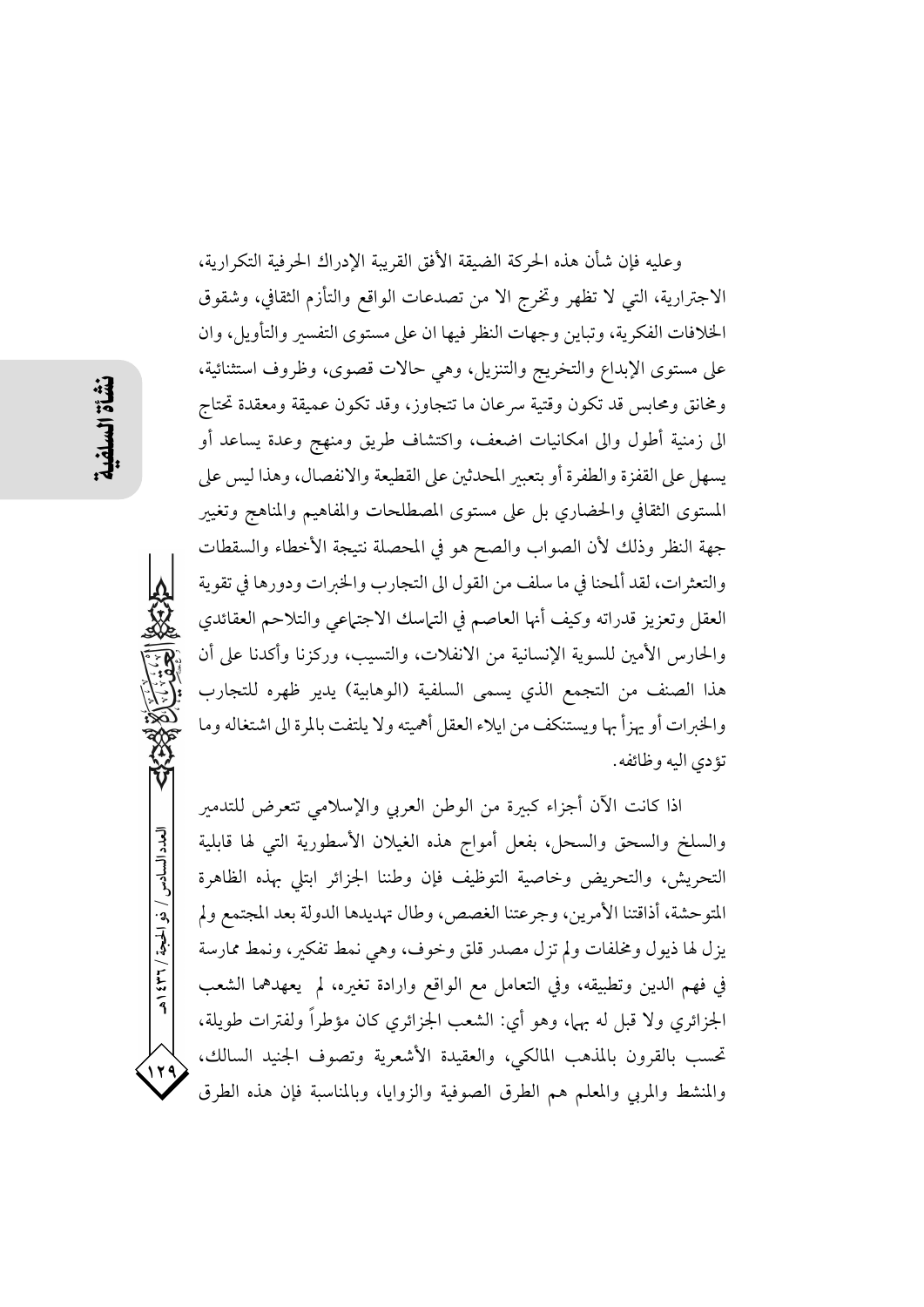وعليه فإن شأن هذه الحركة الضيقة الأفق القريبة الإدراك الحرفية التكرارية، الاجترارية، التي لا تظهر وتخرج الا من تصدعات الواقع والتأزم الثقافي، وشقوق الخلافات الفكرية، وتباين وجهات النظر فيها ان على مستوى التفسير والتأويل، وان على مستوى الإبداع والتخريج والتنزيل، وهي حالات قصوى، وظروف استثنائية، ومخانق ومحابس قد تكون وقتية سرعان ما تتجاوز، وقد تكون عميقة ومعقدة تحتاج الى زمنية أطول والى امكانيات اضعف، واكتشاف طريق ومنهج وعدة يساعد أو يسهل على القفزة والطفرة أو بتعبير المحدثين على القطيعة والانفصال، وهذا ليس على المستوى الثقافي والحضاري بل على مستوى المصطلحات والمفاهيم والمناهج وتغير جهة النظر وذلك لأن الصواب والصح هو في المحصلة نتيجة الأخطاء والسقطات والتعثرات، لقد ألمحنا في ما سلف من القول الى التجارب والخبرات ودورها في تقوية العقل وتعزيز قدراته وكيف أنها العاصم في التماسك الاجتماعي والتلاحم العقائدي والحارس الأمين للسوية الإنسانية من الانفلات، والتسيب، وركزنا وأكدنا على أن هذا الصنف من التجمع الذي يسمى السلفية (الوهابية) يدير ظهره للتجارب والخبرات أو يهزأ بها ويستنكف من ايلاء العقل أهميته ولا يلتفت بالمرة الى اشتغاله وما تؤدي اليه وظائفه.

اذا كانت الآن أجزاء كبيرة من الوطن العربي والإسلامي تتعرض للتدمير والسلخ والسحق والسحل، بفعل أمواج هذه الغيلان الأسطورية التي لها قابلية التحريش، والتحريض وخاصية التوظيف فإن وطننا الجزائر ابتلي بهذه الظاهرة المتوحشة، أذاقتنا الأمرين، وجرعتنا الغصص، وطال تهديدها الدولة بعد المجتمع ولم يزل لها ذيول ومخلفات ولم تزل مصدر قلق وخوف، وهي نمط تفكير، ونمط ممارسة في فهم الدين وتطبيقه، وفي التعامل مع الواقع وارادة تغيره، لم يعهدهما الشعب الجزائري ولا قبل له بهما، وهو أي: الشعب الجزائري كان مؤطراً ولفترات طويلة، تحسب بالقرون بالمذهب المالكي، والعقيدة الأشعرية وتصوف الجنيد السالك، والمنشط والمربي والمعلم هم الطرق الصوفية والزوايا، وبالمناسبة فإن هذه الطرق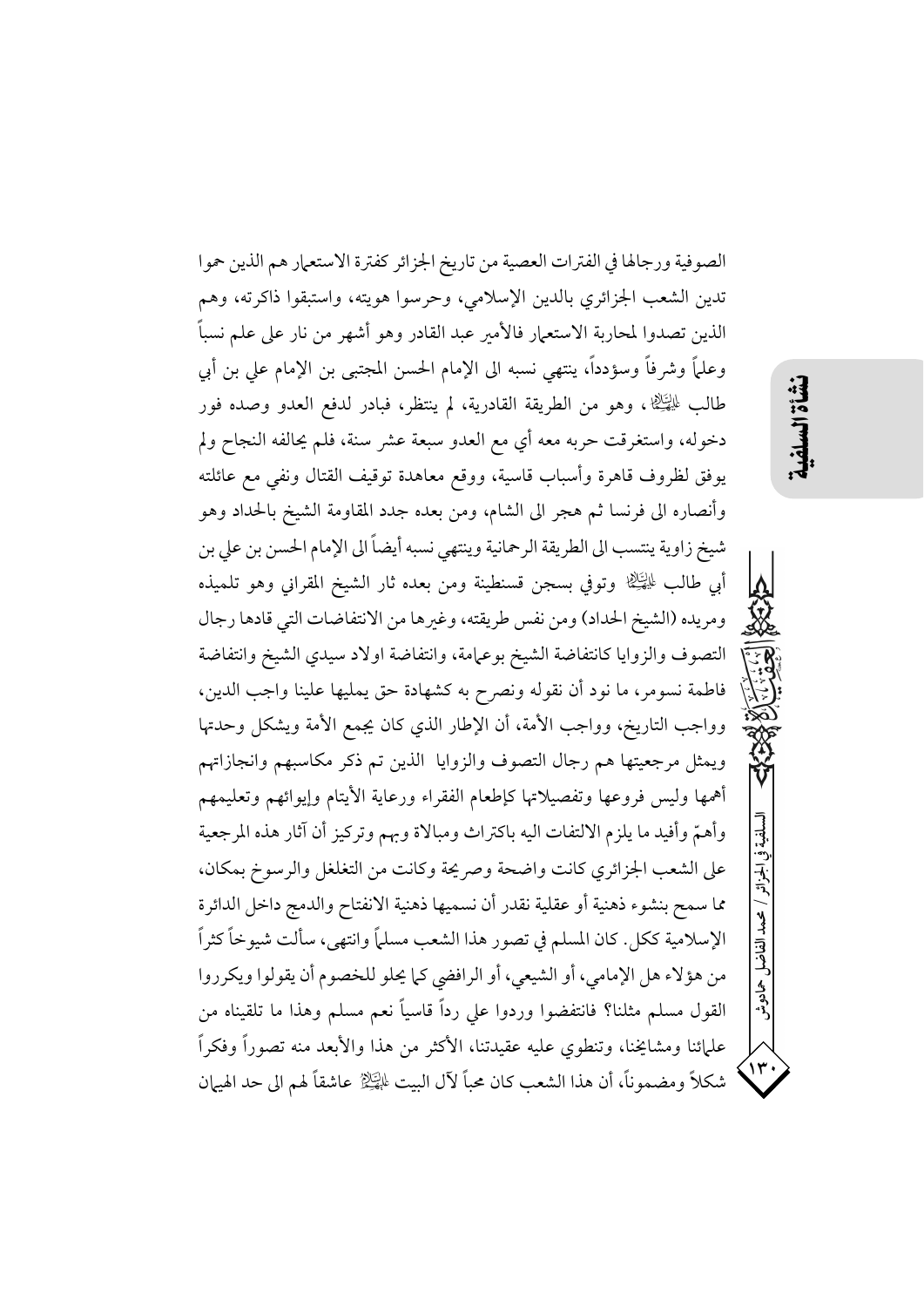الصوفية ورجالها في الفترات العصية من تاريخ الجزائر كفترة الاستعمار هم الذين حموا تدين الشعب الجزائري بالدين الإسلامي، وحرسوا هويته، واستبقوا ذاكرته، وهم الذين تصدوا لمحاربة الاستعمار فالأمير عبد القادر وهو أشهر من نار على علم نسباً وعلماً وشرفاً وسؤدداً، ينتهي نسبه الى الإمام الحسن المجتبى بن الإمام علي بن أبي طالب ﷣، وهو من الطريقة القادرية، لم ينتظر، فبادر لدفع العدو وصده فور دخوله، واستغرقت حربه معه أي مع العدو سبعة عشر سنة، فلم يحالفه النجاح ولم يوفق لظروف قاهرة وأسباب قاسية، ووقع معاهدة توقيف القتال ونفي مع عائلته وأنصاره الى فرنسا ثم هجر الى الشام، ومن بعده جدد المقاومة الشيخ بالحداد وهو شيخ زاوية ينتسب الى الطريقة الرحمانية وينتهي نسبه أيضاً الى الإمام الحسن بن علي بن أبي طالب ﷣ وتوفي بسجن قسنطينة ومن بعده ثار الشيخ المقراني وهو تلميذه ومريده (الشيخ الحداد) ومن نفس طريقته، وغيرها من الانتفاضات التي قادها رجال التصوف والزوايا كانتفاضة الشيخ بوعمامة، وانتفاضة اولاد سيدي الشيخ وانتفاضة فاطمة نسومر، ما نود أن نقوله ونصرح به كشهادة حق يمليها علينا واجب الدين، وواجب التاريخ، وواجب الأمة، أن الإطار الذي كان يجمع الأمة ويشكل وحدتها ويمثل مرجعيتها هم رجال التصوف والزوايا الذين تم ذكر مكاسبهم وانجازاتهم أهمها وليس فروعها وتفصيلاتها كإطعام الفقراء ورعاية الأيتام وإيوائهم وتعليمهم وأهمّ وأفيد ما يلزم الالتفات اليه باكتراث ومبالاة وبهم وتركيز أن آثار هذه المرجعية على الشعب الجزائري كانت واضحة وصريحة وكانت من التغلغل والرسوخ بمكان، مما سمح بنشوء ذهنية أو عقلية نقدر أن نسميها ذهنية الانفتاح والدمج داخل الدائرة الإسلامية ككل. كان المسلم في تصور هذا الشعب مسلماً وانتهى، سألت شيوخاً كثراً من هؤلاء هل الإمامي، أو الشيعي، أو الرافضي كما يحلو للخصوم أن يقولوا ويكرروا القول مسلم مثلنا؟ فانتفضوا وردوا علي رداً قاسياً نعم مسلم وهذا ما تلقيناه من علمائنا ومشايخنا، وتنطوي عليه عقيدتنا، الأكثر من هذا والأبعد منه تصوراً وفكراً شكلاً ومضموناً، أن هذا الشعب كان محباً لآل البيت ﷺ عاشقاً لهم الى حد الهيمان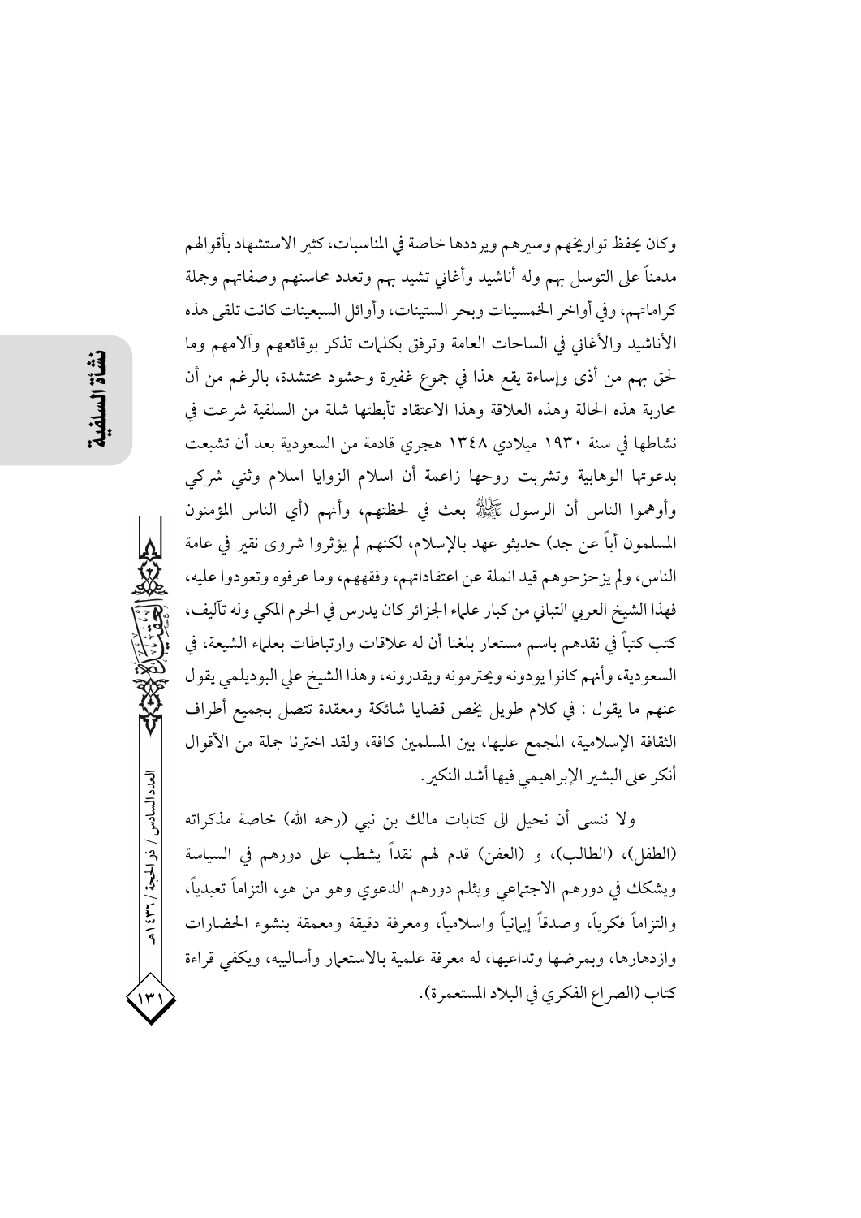وكان يحفظ تواريخهم وسيرهم ويرددها خاصة في المناسبات، كثير الاستشهاد بأقوالهم مدمناً على التوسل بهم وله أناشيد وأغاني تشيد بهم وتعدد محاسنهم وصفاتهم وجملة كراماتهم، وفي أواخر الخمسينات وبحر الستينات، وأوائل السبعينات كانت تلقى هذه الأناشيد والأغاني في الساحات العامة وترفق بكلمات تذكر بوقائعهم وآلامهم وما لحق بهم من أذى وإساءة يقع هذا في جموع غفيرة وحشود محتشدة، بالرغم من أن محاربة هذه الحالة وهذه العلاقة وهذا الاعتقاد تأبطتها شلة من السلفية شرعت في نشاطها في سنة ١٩٣٠ ميلادي ١٣٤٨ هجري قادمة من السعودية بعد أن تشبعت بدعوتها الوهابية وتشربت روحها زاعمة أن اسلام الزوايا اسلام وثني شركي وأوهموا الناس أن الرسول ﷺ بعث في لحظتهم، وأنهم (أي الناس المؤمنون المسلمون أباً عن جد) حديثو عهد بالإسلام، لكنهم لم يؤثروا شروى نقير في عامة الناس، ولم يزحزحوهم قيد انملة عن اعتقاداتهم، وفقههم، وما عرفوه وتعودوا عليه، فهذا الشيخ العربي التباني من كبار علماء الجزائر كان يدرس في الحرم المكي وله تآليف، كتب كتباً في نقدهم باسم مستعار بلغنا أن له علاقات وارتباطات بعلماء الشيعة، في السعودية، وأنهم كانوا يودونه ويحترمونه ويقدرونه، وهذا الشيخ علي البوديلمي يقول عنهم ما يقول : في كلام طويل يخص قضايا شائكة ومعقدة تتصل بجميع أطراف الثقافة الإسلامية، المجمع عليها، بين المسلمين كافة، ولقد اخترنا جملة من الأقوال أنكر على البشير الإبراهيمي فيها أشد النكير.

ولا ننسى أن نحيل الى كتابات مالك بن نبي (رحمه الله) خاصة مذكراته (الطفل)، (الطالب)، و (العفن) قدم لهم نقداً يشطب على دورهم في السياسة ويشكك في دورهم الاجتماعي ويثلم دورهم الدعوي وهو من هو، التزاماً تعبدياً، والتزاماً فكرياً، وصدقاً إيمانياً واسلامياً، ومعرفة دقيقة ومعمقة بنشوء الحضارات وازدهارها، وبمرضها وتداعيها، له معرفة علمية بالاستعمار وأساليبه، ويكفي قراءة كتاب (الصراع الفكري في البلاد المستعمرة).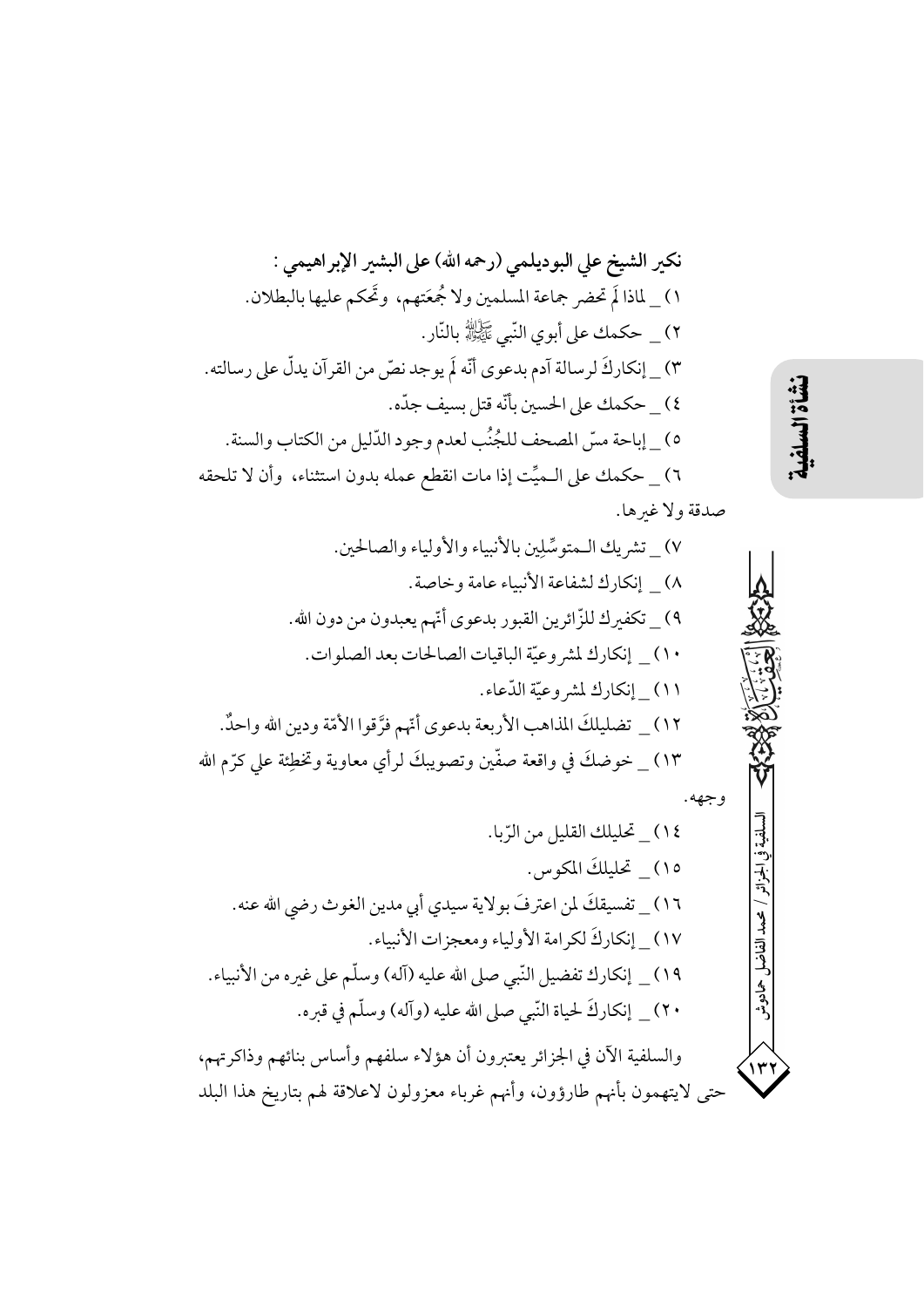**نكير الشيخ علي البوديلمي (رحمه الله) على البشير الإبراهيمي :**

١) _ لماذا لَم تحضر جماعة المسلمين ولا جُمعَتهم، وتَحكم عليها بالبطلان.

٢) _ حكمك على أبوي النّبي ﷺ بالنّار.

٣) _ إنكاركَ لرسالة آدم بدعوى أنّه لَم يوجد نصّ من القرآن يدلّ على رسالته.

٤) _ حكمك على الحسين بأنّه قتل بسيف جدّه.

٥) _ إباحة مسّ المصحف للجُنُب لعدم وجود الدّليل من الكتاب والسنة.

٦) _ حكمك على الـميِّت إذا مات انقطع عمله بدون استثناء، وأن لا تلحقه صدقة ولا غيرها.

٧) _ تشريك الـمتوسِّلين بالأنبياء والأولياء والصالحين.

٨) _ إنكارك لشفاعة الأنبياء عامة وخاصة.

٩) _ تكفيرك للزّائرين القبور بدعوى أنّهم يعبدون من دون الله.

١٠) _ إنكارك لمشروعيّة الباقيات الصالحات بعد الصلوات.

١١) _ إنكارك لمشروعيّة الدّعاء.

١٢) _ تضليلكَ المذاهب الأربعة بدعوى أنّهم فرَّقوا الأمّة ودين الله واحدٌ.

١٣) _ خوضكَ في واقعة صفّين وتصويبكَ لرأي معاوية وتخطِئة علي كرّم الله وجهه.

١٤) _ تحليلك القليل من الرّبا.

١٥) _ تحليلكَ المكوس.

١٦) _ تفسيقكَ لمن اعترفَ بولاية سيدي أبي مدين الغوث رضي الله عنه.

١٧) _ إنكاركَ لكرامة الأولياء ومعجزات الأنبياء.

١٩) _ إنكارك تفضيل النّبي صلى الله عليه (آله) وسلّم على غيره من الأنبياء.

٢٠) _ إنكاركَ لحياة النّبي صلى الله عليه (وآله) وسلّم في قبره.

والسلفية الآن في الجزائر يعتبرون أن هؤلاء سلفهم وأساس بنائهم وذاكرتهم، حتى لايتهمون بأنهم طارؤون، وأنهم غرباء معزولون لاعلاقة لهم بتاريخ هذا البلد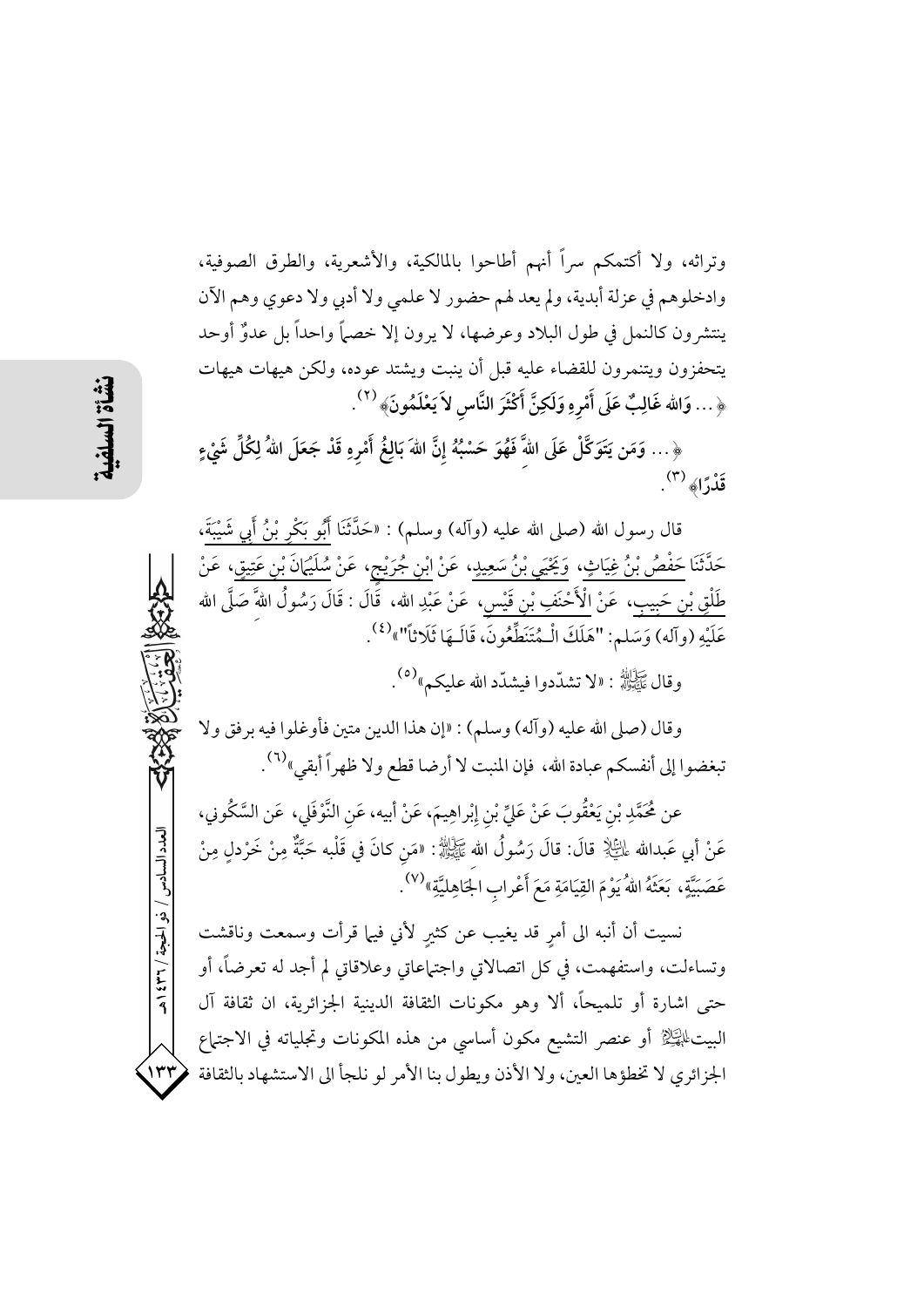وتراثه، ولا أكتمكم سراً أنهم أطاحوا بالمالكية، والأشعرية، والطرق الصوفية، وادخلوهم في عزلة أبدية، ولم يعد لهم حضور لا علمي ولا أدبي ولا دعوي وهم الآن ينتشرون كالنمل في طول البلاد وعرضها، لا يرون إلا خصماً واحداً بل عدوٌ أوحد يتحفزون ويتنمرون للقضاء عليه قبل أن ينبت ويشتد عوده، ولكن هيهات هيهات ﴿... وَاللهُ غَالِبٌ عَلَى أَمْرِهِ وَلَكِنَّ أَكْثَرَ النَّاسِ لاَ يَعْلَمُونَ﴾ [2].

﴿... وَمَن يَتَوَكَّلْ عَلَى اللهِ فَهُوَ حَسْبُهُ إِنَّ اللهَ بَالِغُ أَمْرِهِ قَدْ جَعَلَ اللهُ لِكُلِّ شَيْءٍ قَدْرًا﴾ [3].

قال رسول الله (صلى الله عليه (وآله) وسلم) : «حَدَّثَنَا أَبُو بَكْرِ بْنُ أَبِي شَيْبَةَ، حَدَّثَنَا حَفْصُ بْنُ غِيَاثٍ، وَيَحْيَى بْنُ سَعِيدٍ، عَنْ ابْنِ جُرَيْجٍ، عَنْ سُلَيْمَانَ بْنِ عَتِيقٍ، عَنْ طَلْقِ بْنِ حَبِيبٍ، عَنْ الْأَحْنَفِ بْنِ قَيْسٍ، عَنْ عَبْدِ الله، قَالَ : قَالَ رَسُولُ اللهِّ صَلَّى الله عَلَيْهِ (وآله) وَسَلم: "هَلَكَ الْـمُتَنَطِّعُونَ، قَالَـهَا ثَلَاثًا"» [4].

وقال ﷺ : «لا تشدّدوا فيشدّد الله عليكم» [5].

وقال (صلى الله عليه (وآله) وسلم) : «إن هذا الدين متين فأوغلوا فيه برفق ولا تبغضوا إلى أنفسكم عبادة الله، فإن المنبت لا أرضا قطع ولا ظهراً أبقى» [6].

عن مُحَمَّدِ بْنِ يَعْقُوبَ عَنْ عَلِيِّ بْنِ إِبْراهِيمَ، عَنْ أبيه، عَنِ النَّوْفَلِي، عَنِ السَّكُونِي، عَنْ أَبِي عَبدِالله عليه السلام قالَ: قالَ رَسُولُ الله ﷺ: «مَن كانَ في قَلْبه حَبَّةٌ مِنْ خَرْدلٍ مِنْ عَصَبيَّةٍ، بَعَثَهُ اللهُ يَوْمَ القِيَامَةِ مَعَ أَعْرابِ الجَاهِلِيَّةِ» [7].

نسيت أن أنبه الى أمرٍ قد يغيب عن كثيرٍ لأني فيما قرأت وسمعت وناقشت وتساءلت، واستفهمت، في كل اتصالاتي واجتماعاتي وعلاقاتي لم أجد له تعرضاً، أو حتى اشارة أو تلميحاً، ألا وهو مكونات الثقافة الدينية الجزائرية، ان ثقافة آل البيت عليهم السلام أو عنصر التشيع مكون أساسي من هذه المكونات وتجلياته في الاجتماع الجزائري لا تخطؤها العين، ولا الأذن ويطول بنا الأمر لو نلجأ الى الاستشهاد بالثقافة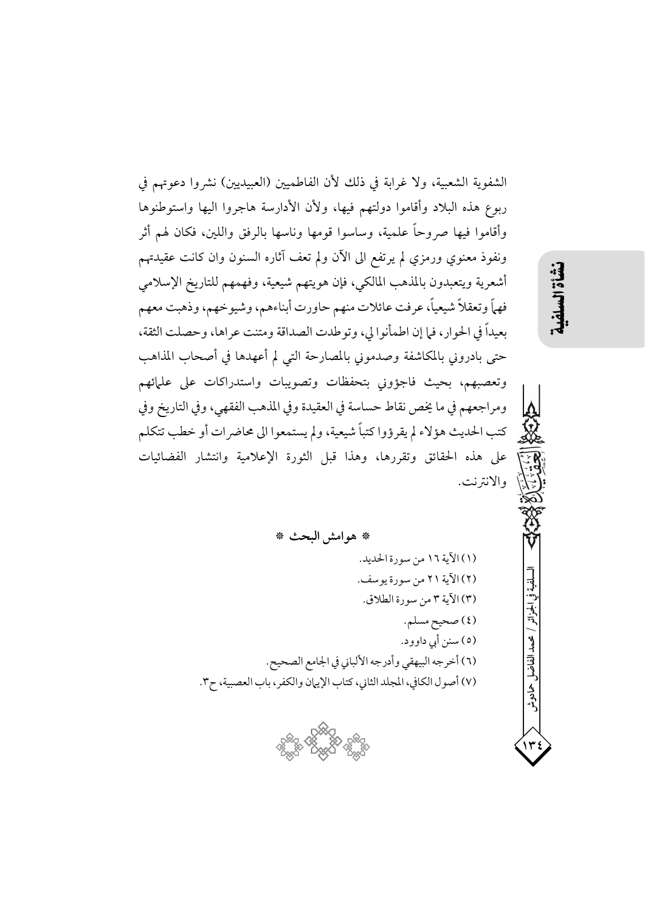الشفوية الشعبية، ولا غرابة في ذلك لأن الفاطميين (العبيديين) نشروا دعوتهم في ربوع هذه البلاد وأقاموا دولتهم فيها، ولأن الأدارسة هاجروا اليها واستوطنوها وأقاموا فيها صروحاً علمية، وساسوا قومها وناسها بالرفق واللين، فكان لهم أثر ونفوذ معنوي ورمزي لم يرتفع الى الآن ولم تعف آثاره السنون وان كانت عقيدتهم أشعرية ويتعبدون بالمذهب المالكي، فإن هويتهم شيعية، وفهمهم للتاريخ الإسلامي فهماً وتعقلاً شيعياً، عرفت عائلات منهم حاورت أبناءهم، وشيوخهم، وذهبت معهم بعيداً في الحوار، فما إن اطمأنوا لي، وتوطدت الصداقة ومتنت عراها، وحصلت الثقة، حتى بادروني بالمكاشفة وصدموني بالمصارحة التي لم أعهدها في أصحاب المذاهب وتعصبهم، بحيث فاجؤوني بتحفظات وتصويبات واستدراكات على علمائهم ومراجعهم في ما يخص نقاط حساسة في العقيدة وفي المذهب الفقهي، وفي التاريخ وفي كتب الحديث هؤلاء لم يقرؤوا كتباً شيعية، ولم يستمعوا الى محاضرات أو خطب تتكلم على هذه الحقائق وتقررها، وهذا قبل الثورة الإعلامية وانتشار الفضائيات والانترنت.

### * هوامش البحث *

(١) الآية ١٦ من سورة الحديد.

(٢) الآية ٢١ من سورة يوسف.

(٣) الآية ٣ من سورة الطلاق.

(٤) صحيح مسلم.

(٥) سنن أبي داوود.

(٦) أخرجه البيهقي وأدرجه الألباني في الجامع الصحيح.

(٧) أصول الكافي، المجلد الثاني، كتاب الإيمان والكفر، باب العصبية، ح٣.